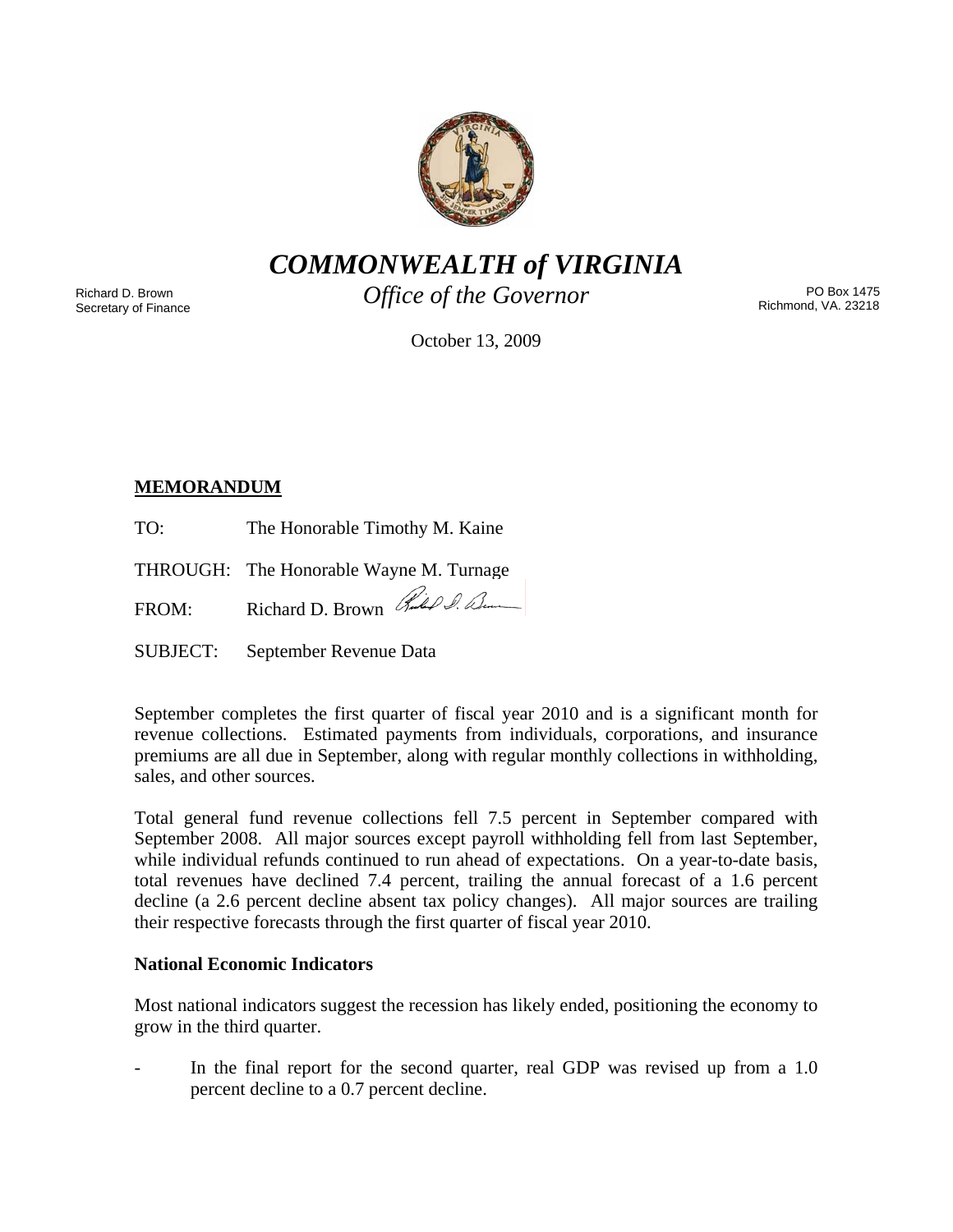# *COMMONWEALTH of VIRGINIA*

*Office of the Governor*

Richard D. Brown
Secretary of Finance

PO Box 1475
Richmond, VA. 23218

October 13, 2009

**MEMORANDUM**

TO: The Honorable Timothy M. Kaine

THROUGH: The Honorable Wayne M. Turnage

FROM: Richard D. Brown

SUBJECT: September Revenue Data

September completes the first quarter of fiscal year 2010 and is a significant month for revenue collections. Estimated payments from individuals, corporations, and insurance premiums are all due in September, along with regular monthly collections in withholding, sales, and other sources.

Total general fund revenue collections fell 7.5 percent in September compared with September 2008. All major sources except payroll withholding fell from last September, while individual refunds continued to run ahead of expectations. On a year-to-date basis, total revenues have declined 7.4 percent, trailing the annual forecast of a 1.6 percent decline (a 2.6 percent decline absent tax policy changes). All major sources are trailing their respective forecasts through the first quarter of fiscal year 2010.

**National Economic Indicators**

Most national indicators suggest the recession has likely ended, positioning the economy to grow in the third quarter.

- In the final report for the second quarter, real GDP was revised up from a 1.0 percent decline to a 0.7 percent decline.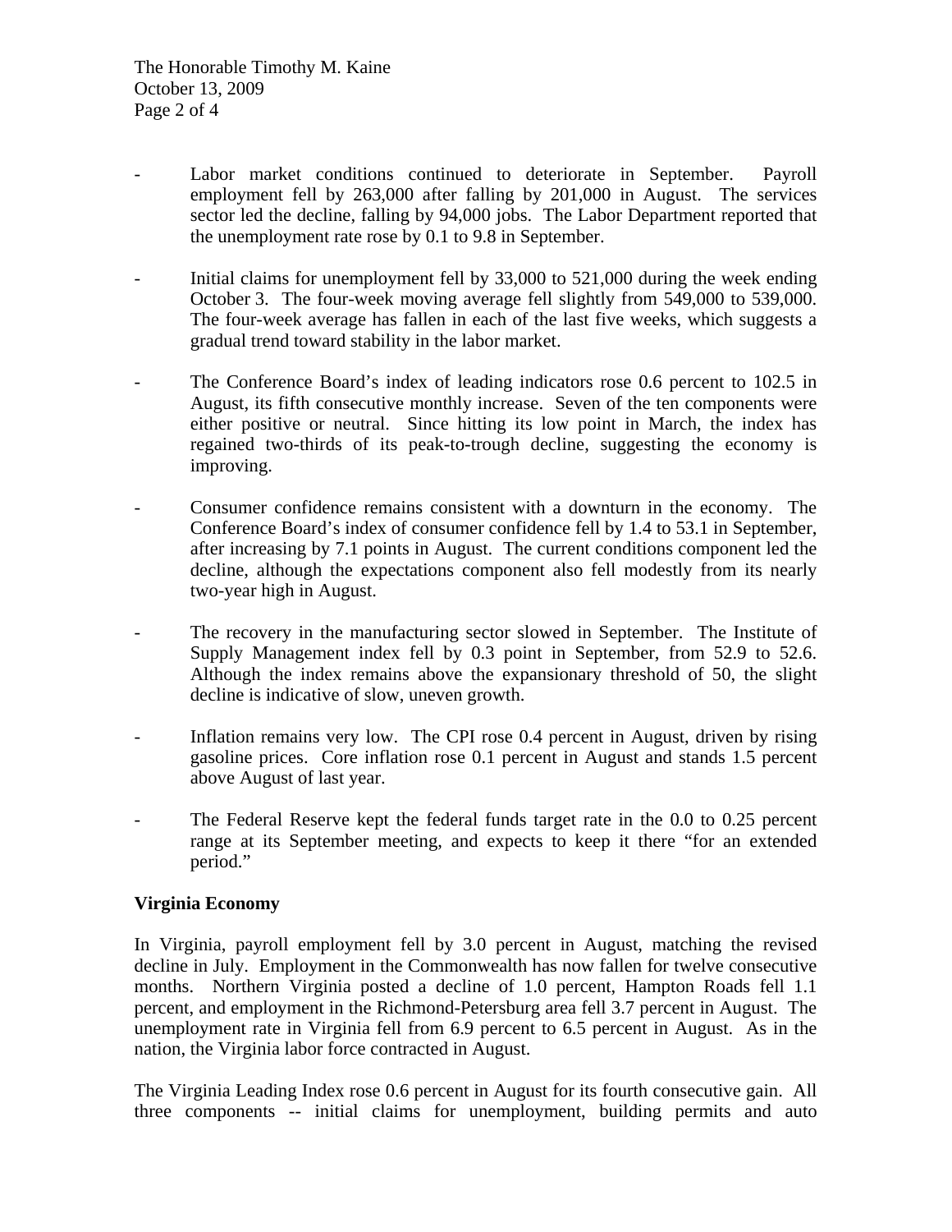- Labor market conditions continued to deteriorate in September. Payroll employment fell by 263,000 after falling by 201,000 in August. The services sector led the decline, falling by 94,000 jobs. The Labor Department reported that the unemployment rate rose by 0.1 to 9.8 in September.

- Initial claims for unemployment fell by 33,000 to 521,000 during the week ending October 3. The four-week moving average fell slightly from 549,000 to 539,000. The four-week average has fallen in each of the last five weeks, which suggests a gradual trend toward stability in the labor market.

- The Conference Board's index of leading indicators rose 0.6 percent to 102.5 in August, its fifth consecutive monthly increase. Seven of the ten components were either positive or neutral. Since hitting its low point in March, the index has regained two-thirds of its peak-to-trough decline, suggesting the economy is improving.

- Consumer confidence remains consistent with a downturn in the economy. The Conference Board's index of consumer confidence fell by 1.4 to 53.1 in September, after increasing by 7.1 points in August. The current conditions component led the decline, although the expectations component also fell modestly from its nearly two-year high in August.

- The recovery in the manufacturing sector slowed in September. The Institute of Supply Management index fell by 0.3 point in September, from 52.9 to 52.6. Although the index remains above the expansionary threshold of 50, the slight decline is indicative of slow, uneven growth.

- Inflation remains very low. The CPI rose 0.4 percent in August, driven by rising gasoline prices. Core inflation rose 0.1 percent in August and stands 1.5 percent above August of last year.

- The Federal Reserve kept the federal funds target rate in the 0.0 to 0.25 percent range at its September meeting, and expects to keep it there "for an extended period."

**Virginia Economy**

In Virginia, payroll employment fell by 3.0 percent in August, matching the revised decline in July. Employment in the Commonwealth has now fallen for twelve consecutive months. Northern Virginia posted a decline of 1.0 percent, Hampton Roads fell 1.1 percent, and employment in the Richmond-Petersburg area fell 3.7 percent in August. The unemployment rate in Virginia fell from 6.9 percent to 6.5 percent in August. As in the nation, the Virginia labor force contracted in August.

The Virginia Leading Index rose 0.6 percent in August for its fourth consecutive gain. All three components -- initial claims for unemployment, building permits and auto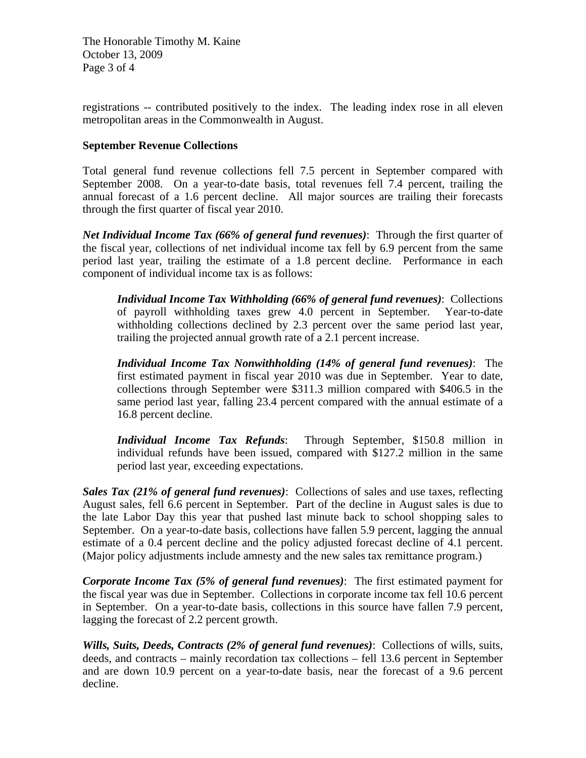registrations -- contributed positively to the index. The leading index rose in all eleven metropolitan areas in the Commonwealth in August.

**September Revenue Collections**

Total general fund revenue collections fell 7.5 percent in September compared with September 2008. On a year-to-date basis, total revenues fell 7.4 percent, trailing the annual forecast of a 1.6 percent decline. All major sources are trailing their forecasts through the first quarter of fiscal year 2010.

***Net Individual Income Tax (66% of general fund revenues)***: Through the first quarter of the fiscal year, collections of net individual income tax fell by 6.9 percent from the same period last year, trailing the estimate of a 1.8 percent decline. Performance in each component of individual income tax is as follows:

> ***Individual Income Tax Withholding (66% of general fund revenues)***: Collections of payroll withholding taxes grew 4.0 percent in September. Year-to-date withholding collections declined by 2.3 percent over the same period last year, trailing the projected annual growth rate of a 2.1 percent increase.
>
> ***Individual Income Tax Nonwithholding (14% of general fund revenues)***: The first estimated payment in fiscal year 2010 was due in September. Year to date, collections through September were $311.3 million compared with $406.5 in the same period last year, falling 23.4 percent compared with the annual estimate of a 16.8 percent decline.
>
> ***Individual Income Tax Refunds***: Through September, $150.8 million in individual refunds have been issued, compared with $127.2 million in the same period last year, exceeding expectations.

***Sales Tax (21% of general fund revenues)***: Collections of sales and use taxes, reflecting August sales, fell 6.6 percent in September. Part of the decline in August sales is due to the late Labor Day this year that pushed last minute back to school shopping sales to September. On a year-to-date basis, collections have fallen 5.9 percent, lagging the annual estimate of a 0.4 percent decline and the policy adjusted forecast decline of 4.1 percent. (Major policy adjustments include amnesty and the new sales tax remittance program.)

***Corporate Income Tax (5% of general fund revenues)***: The first estimated payment for the fiscal year was due in September. Collections in corporate income tax fell 10.6 percent in September. On a year-to-date basis, collections in this source have fallen 7.9 percent, lagging the forecast of 2.2 percent growth.

***Wills, Suits, Deeds, Contracts (2% of general fund revenues)***: Collections of wills, suits, deeds, and contracts – mainly recordation tax collections – fell 13.6 percent in September and are down 10.9 percent on a year-to-date basis, near the forecast of a 9.6 percent decline.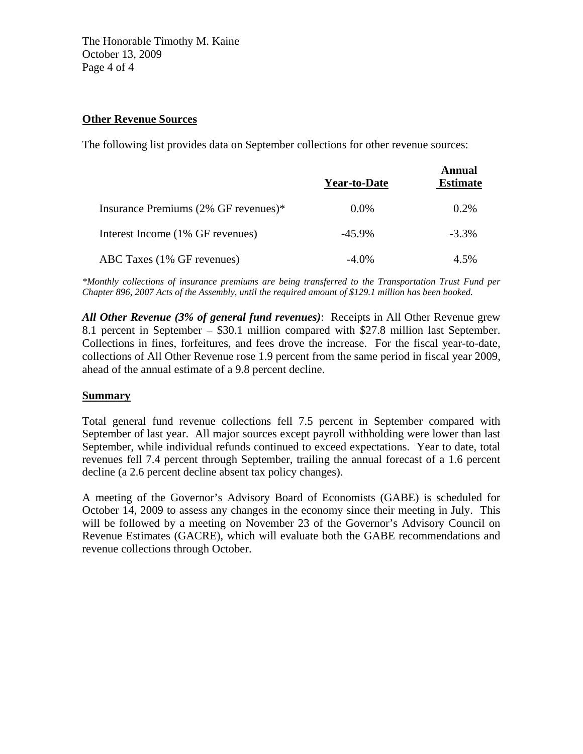## Other Revenue Sources

The following list provides data on September collections for other revenue sources:

| | Year-to-Date | Annual Estimate |
|---|---|---|
| Insurance Premiums (2% GF revenues)* | 0.0% | 0.2% |
| Interest Income (1% GF revenues) | -45.9% | -3.3% |
| ABC Taxes (1% GF revenues) | -4.0% | 4.5% |

*\*Monthly collections of insurance premiums are being transferred to the Transportation Trust Fund per Chapter 896, 2007 Acts of the Assembly, until the required amount of $129.1 million has been booked.*

***All Other Revenue (3% of general fund revenues)***: Receipts in All Other Revenue grew 8.1 percent in September – $30.1 million compared with $27.8 million last September. Collections in fines, forfeitures, and fees drove the increase. For the fiscal year-to-date, collections of All Other Revenue rose 1.9 percent from the same period in fiscal year 2009, ahead of the annual estimate of a 9.8 percent decline.

## Summary

Total general fund revenue collections fell 7.5 percent in September compared with September of last year. All major sources except payroll withholding were lower than last September, while individual refunds continued to exceed expectations. Year to date, total revenues fell 7.4 percent through September, trailing the annual forecast of a 1.6 percent decline (a 2.6 percent decline absent tax policy changes).

A meeting of the Governor's Advisory Board of Economists (GABE) is scheduled for October 14, 2009 to assess any changes in the economy since their meeting in July. This will be followed by a meeting on November 23 of the Governor's Advisory Council on Revenue Estimates (GACRE), which will evaluate both the GABE recommendations and revenue collections through October.